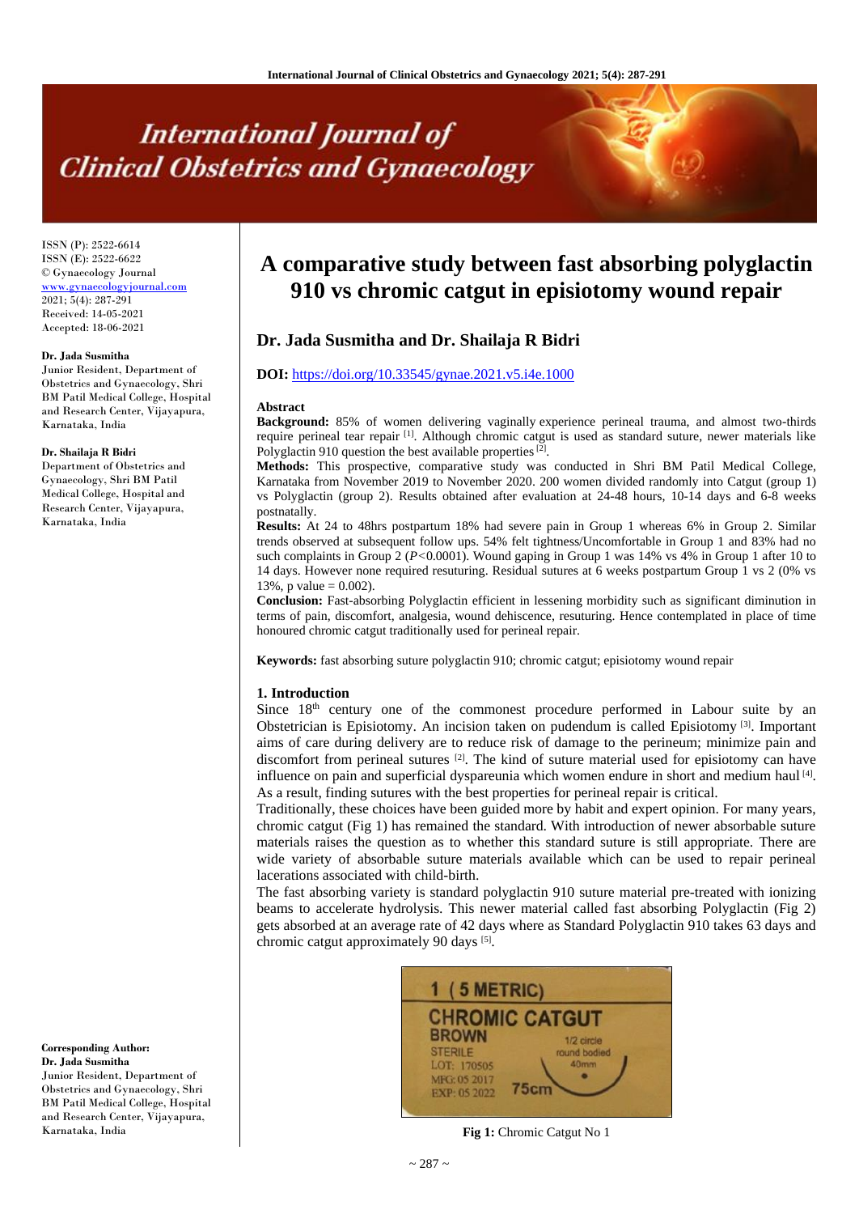# A comparative study between fast absorbing polyglactin 910 vs chromic catgut in episiotomy wound repair

ISSN (P): 2522-6614
ISSN (E): 2522-6622
© Gynaecology Journal
www.gynaecologyjournal.com
2021; 5(4): 287-291
Received: 14-05-2021
Accepted: 18-06-2021

**Dr. Jada Susmitha**
Junior Resident, Department of Obstetrics and Gynaecology, Shri BM Patil Medical College, Hospital and Research Center, Vijayapura, Karnataka, India

**Dr. Shailaja R Bidri**
Department of Obstetrics and Gynaecology, Shri BM Patil Medical College, Hospital and Research Center, Vijayapura, Karnataka, India

**Corresponding Author:**
**Dr. Jada Susmitha**
Junior Resident, Department of Obstetrics and Gynaecology, Shri BM Patil Medical College, Hospital and Research Center, Vijayapura, Karnataka, India

## Dr. Jada Susmitha and Dr. Shailaja R Bidri

**DOI:** https://doi.org/10.33545/gynae.2021.v5.i4e.1000

### Abstract

**Background:** 85% of women delivering vaginally experience perineal trauma, and almost two-thirds require perineal tear repair [1]. Although chromic catgut is used as standard suture, newer materials like Polyglactin 910 question the best available properties [2].

**Methods:** This prospective, comparative study was conducted in Shri BM Patil Medical College, Karnataka from November 2019 to November 2020. 200 women divided randomly into Catgut (group 1) vs Polyglactin (group 2). Results obtained after evaluation at 24-48 hours, 10-14 days and 6-8 weeks postnatally.

**Results:** At 24 to 48hrs postpartum 18% had severe pain in Group 1 whereas 6% in Group 2. Similar trends observed at subsequent follow ups. 54% felt tightness/Uncomfortable in Group 1 and 83% had no such complaints in Group 2 ($P<0.0001$). Wound gaping in Group 1 was 14% vs 4% in Group 1 after 10 to 14 days. However none required resuturing. Residual sutures at 6 weeks postpartum Group 1 vs 2 (0% vs 13%, p value = 0.002).

**Conclusion:** Fast-absorbing Polyglactin efficient in lessening morbidity such as significant diminution in terms of pain, discomfort, analgesia, wound dehiscence, resuturing. Hence contemplated in place of time honoured chromic catgut traditionally used for perineal repair.

**Keywords:** fast absorbing suture polyglactin 910; chromic catgut; episiotomy wound repair

### 1. Introduction

Since 18th century one of the commonest procedure performed in Labour suite by an Obstetrician is Episiotomy. An incision taken on pudendum is called Episiotomy [3]. Important aims of care during delivery are to reduce risk of damage to the perineum; minimize pain and discomfort from perineal sutures [2]. The kind of suture material used for episiotomy can have influence on pain and superficial dyspareunia which women endure in short and medium haul [4]. As a result, finding sutures with the best properties for perineal repair is critical.

Traditionally, these choices have been guided more by habit and expert opinion. For many years, chromic catgut (Fig 1) has remained the standard. With introduction of newer absorbable suture materials raises the question as to whether this standard suture is still appropriate. There are wide variety of absorbable suture materials available which can be used to repair perineal lacerations associated with child-birth.

The fast absorbing variety is standard polyglactin 910 suture material pre-treated with ionizing beams to accelerate hydrolysis. This newer material called fast absorbing Polyglactin (Fig 2) gets absorbed at an average rate of 42 days where as Standard Polyglactin 910 takes 63 days and chromic catgut approximately 90 days [5].

**Fig 1:** Chromic Catgut No 1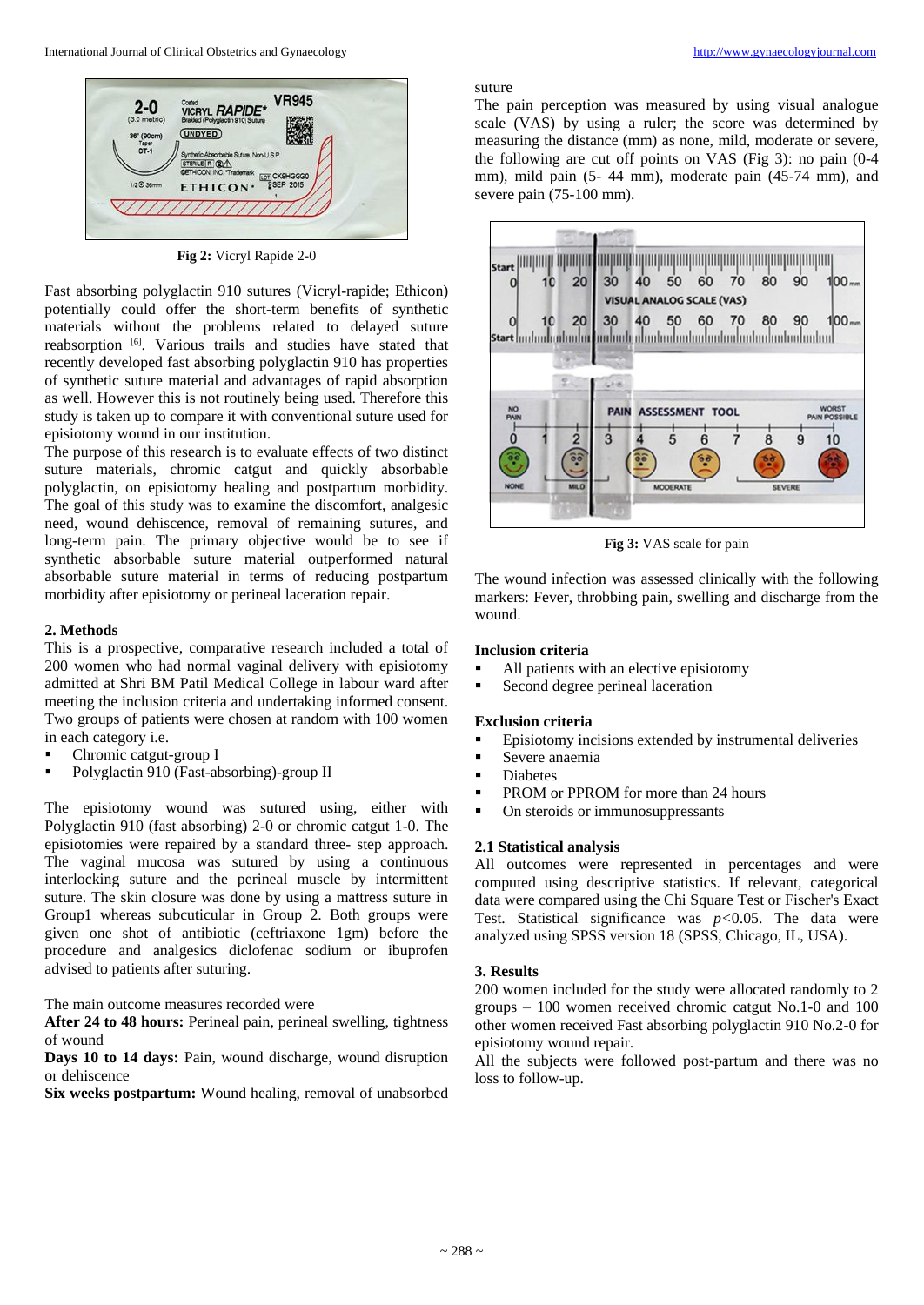Fig 2: Vicryl Rapide 2-0

Fast absorbing polyglactin 910 sutures (Vicryl-rapide; Ethicon) potentially could offer the short-term benefits of synthetic materials without the problems related to delayed suture reabsorption [6]. Various trails and studies have stated that recently developed fast absorbing polyglactin 910 has properties of synthetic suture material and advantages of rapid absorption as well. However this is not routinely being used. Therefore this study is taken up to compare it with conventional suture used for episiotomy wound in our institution.

The purpose of this research is to evaluate effects of two distinct suture materials, chronic catgut and quickly absorbable polyglactin, on episiotomy healing and postpartum morbidity. The goal of this study was to examine the discomfort, analgesic need, wound dehiscence, removal of remaining sutures, and long-term pain. The primary objective would be to see if synthetic absorbable suture material outperformed natural absorbable suture material in terms of reducing postpartum morbidity after episiotomy or perineal laceration repair.

## 2. Methods

This is a prospective, comparative research included a total of 200 women who had normal vaginal delivery with episiotomy admitted at Shri BM Patil Medical College in labour ward after meeting the inclusion criteria and undertaking informed consent. Two groups of patients were chosen at random with 100 women in each category i.e.

- Chromic catgut-group I
- Polyglactin 910 (Fast-absorbing)-group II

The episiotomy wound was sutured using, either with Polyglactin 910 (fast absorbing) 2-0 or chromic catgut 1-0. The episiotomies were repaired by a standard three- step approach. The vaginal mucosa was sutured by using a continuous interlocking suture and the perineal muscle by intermittent suture. The skin closure was done by using a mattress suture in Group1 whereas subcuticular in Group 2. Both groups were given one shot of antibiotic (ceftriaxone 1gm) before the procedure and analgesics diclofenac sodium or ibuprofen advised to patients after suturing.

The main outcome measures recorded were

**After 24 to 48 hours:** Perineal pain, perineal swelling, tightness of wound

**Days 10 to 14 days:** Pain, wound discharge, wound disruption or dehiscence

**Six weeks postpartum:** Wound healing, removal of unabsorbed suture

The pain perception was measured by using visual analogue scale (VAS) by using a ruler; the score was determined by measuring the distance (mm) as none, mild, moderate or severe, the following are cut off points on VAS (Fig 3): no pain (0-4 mm), mild pain (5- 44 mm), moderate pain (45-74 mm), and severe pain (75-100 mm).

Fig 3: VAS scale for pain

The wound infection was assessed clinically with the following markers: Fever, throbbing pain, swelling and discharge from the wound.

### Inclusion criteria

- All patients with an elective episiotomy
- Second degree perineal laceration

### Exclusion criteria

- Episiotomy incisions extended by instrumental deliveries
- Severe anaemia
- Diabetes
- PROM or PPROM for more than 24 hours
- On steroids or immunosuppressants

### 2.1 Statistical analysis

All outcomes were represented in percentages and were computed using descriptive statistics. If relevant, categorical data were compared using the Chi Square Test or Fischer's Exact Test. Statistical significance was $p<0.05$. The data were analyzed using SPSS version 18 (SPSS, Chicago, IL, USA).

## 3. Results

200 women included for the study were allocated randomly to 2 groups – 100 women received chromic catgut No.1-0 and 100 other women received Fast absorbing polyglactin 910 No.2-0 for episiotomy wound repair.

All the subjects were followed post-partum and there was no loss to follow-up.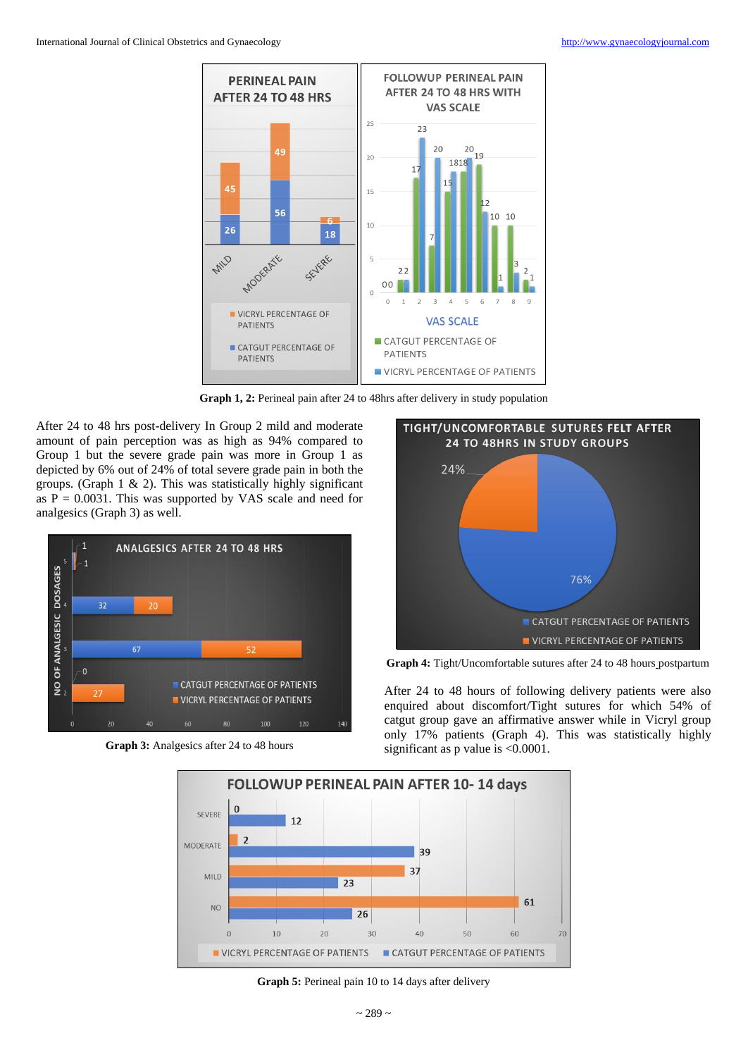Graph 1, 2: Perineal pain after 24 to 48hrs after delivery in study population

After 24 to 48 hrs post-delivery In Group 2 mild and moderate amount of pain perception was as high as 94% compared to Group 1 but the severe grade pain was more in Group 1 as depicted by 6% out of 24% of total severe grade pain in both the groups. (Graph 1 & 2). This was statistically highly significant as P = 0.0031. This was supported by VAS scale and need for analgesics (Graph 3) as well.

Graph 3: Analgesics after 24 to 48 hours

Graph 4: Tight/Uncomfortable sutures after 24 to 48 hours postpartum

After 24 to 48 hours of following delivery patients were also enquired about discomfort/Tight sutures for which 54% of catgut group gave an affirmative answer while in Vicryl group only 17% patients (Graph 4). This was statistically highly significant as p value is <0.0001.

Graph 5: Perineal pain 10 to 14 days after delivery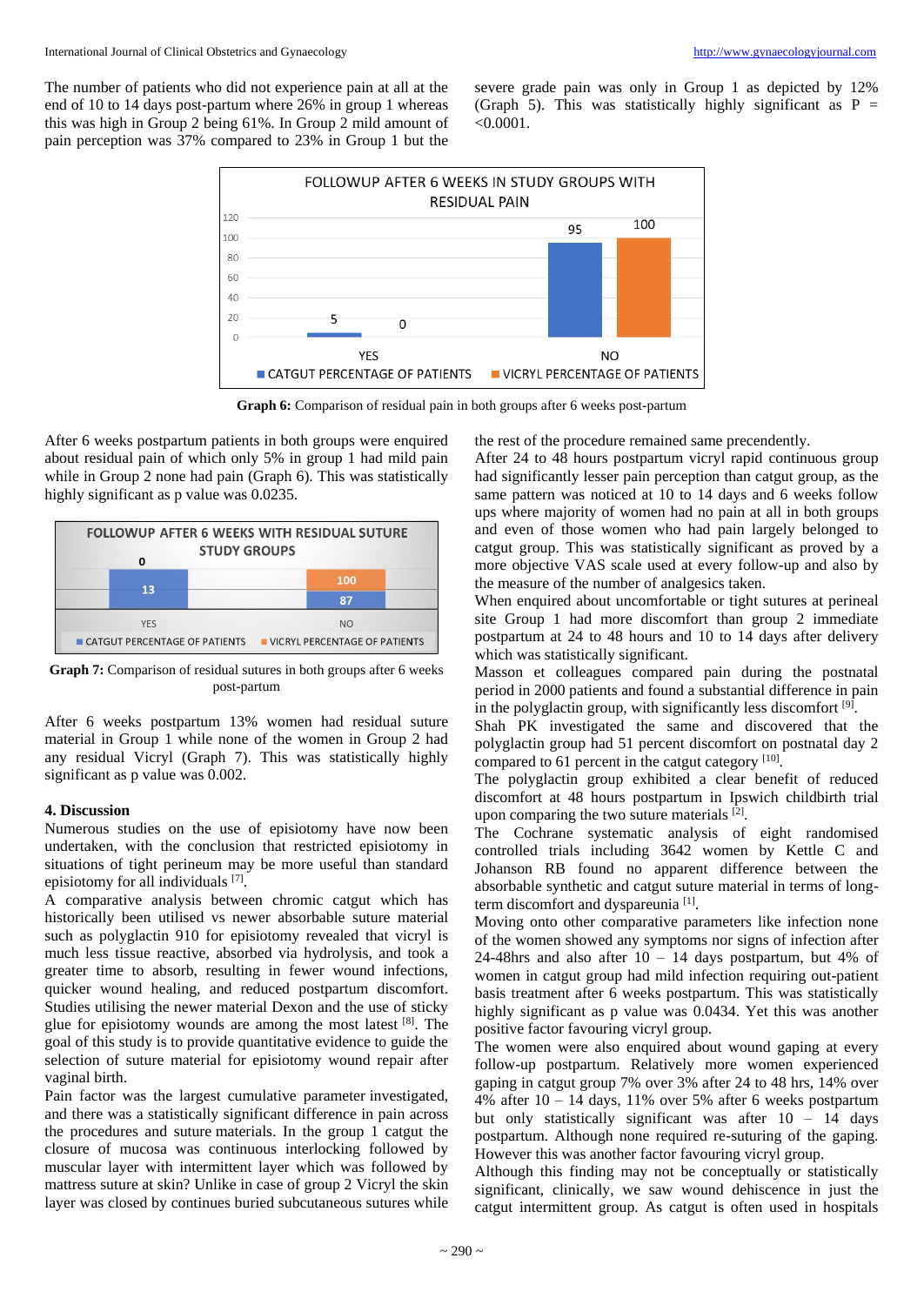The number of patients who did not experience pain at all at the end of 10 to 14 days post-partum where 26% in group 1 whereas this was high in Group 2 being 61%. In Group 2 mild amount of pain perception was 37% compared to 23% in Group 1 but the severe grade pain was only in Group 1 as depicted by 12% (Graph 5). This was statistically highly significant as P = <0.0001.

**Graph 6:** Comparison of residual pain in both groups after 6 weeks post-partum

After 6 weeks postpartum patients in both groups were enquired about residual pain of which only 5% in group 1 had mild pain while in Group 2 none had pain (Graph 6). This was statistically highly significant as p value was 0.0235.

**Graph 7:** Comparison of residual sutures in both groups after 6 weeks post-partum

After 6 weeks postpartum 13% women had residual suture material in Group 1 while none of the women in Group 2 had any residual Vicryl (Graph 7). This was statistically highly significant as p value was 0.002.

## 4. Discussion

Numerous studies on the use of episiotomy have now been undertaken, with the conclusion that restricted episiotomy in situations of tight perineum may be more useful than standard episiotomy for all individuals [7].

A comparative analysis between chromic catgut which has historically been utilised vs newer absorbable suture material such as polyglactin 910 for episiotomy revealed that vicryl is much less tissue reactive, absorbed via hydrolysis, and took a greater time to absorb, resulting in fewer wound infections, quicker wound healing, and reduced postpartum discomfort. Studies utilising the newer material Dexon and the use of sticky glue for episiotomy wounds are among the most latest [8]. The goal of this study is to provide quantitative evidence to guide the selection of suture material for episiotomy wound repair after vaginal birth.

Pain factor was the largest cumulative parameter investigated, and there was a statistically significant difference in pain across the procedures and suture materials. In the group 1 catgut the closure of mucosa was continuous interlocking followed by muscular layer with intermittent layer which was followed by mattress suture at skin? Unlike in case of group 2 Vicryl the skin layer was closed by continues buried subcutaneous sutures while the rest of the procedure remained same precendently.

After 24 to 48 hours postpartum vicryl rapid continuous group had significantly lesser pain perception than catgut group, as the same pattern was noticed at 10 to 14 days and 6 weeks follow ups where majority of women had no pain at all in both groups and even of those women who had pain largely belonged to catgut group. This was statistically significant as proved by a more objective VAS scale used at every follow-up and also by the measure of the number of analgesics taken.

When enquired about uncomfortable or tight sutures at perineal site Group 1 had more discomfort than group 2 immediate postpartum at 24 to 48 hours and 10 to 14 days after delivery which was statistically significant.

Masson et colleagues compared pain during the postnatal period in 2000 patients and found a substantial difference in pain in the polyglactin group, with significantly less discomfort [9].

Shah PK investigated the same and discovered that the polyglactin group had 51 percent discomfort on postnatal day 2 compared to 61 percent in the catgut category [10].

The polyglactin group exhibited a clear benefit of reduced discomfort at 48 hours postpartum in Ipswich childbirth trial upon comparing the two suture materials [2].

The Cochrane systematic analysis of eight randomised controlled trials including 3642 women by Kettle C and Johanson RB found no apparent difference between the absorbable synthetic and catgut suture material in terms of long-term discomfort and dyspareunia [1].

Moving onto other comparative parameters like infection none of the women showed any symptoms nor signs of infection after 24-48hrs and also after 10 – 14 days postpartum, but 4% of women in catgut group had mild infection requiring out-patient basis treatment after 6 weeks postpartum. This was statistically highly significant as p value was 0.0434. Yet this was another positive factor favouring vicryl group.

The women were also enquired about wound gaping at every follow-up postpartum. Relatively more women experienced gaping in catgut group 7% over 3% after 24 to 48 hrs, 14% over 4% after 10 – 14 days, 11% over 5% after 6 weeks postpartum but only statistically significant was after 10 – 14 days postpartum. Although none required re-suturing of the gaping. However this was another factor favouring vicryl group.

Although this finding may not be conceptually or statistically significant, clinically, we saw wound dehiscence in just the catgut intermittent group. As catgut is often used in hospitals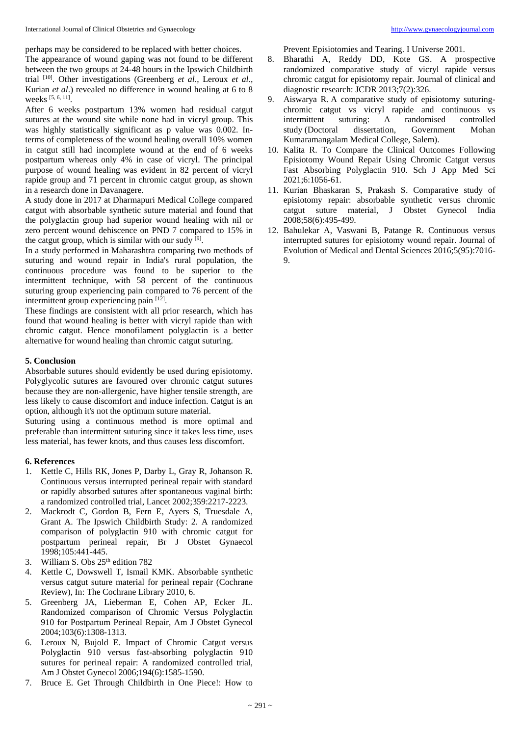perhaps may be considered to be replaced with better choices.

The appearance of wound gaping was not found to be different between the two groups at 24-48 hours in the Ipswich Childbirth trial [10]. Other investigations (Greenberg *et al*., Leroux *et al*., Kurian *et al*.) revealed no difference in wound healing at 6 to 8 weeks [5, 6, 11].

After 6 weeks postpartum 13% women had residual catgut sutures at the wound site while none had in vicryl group. This was highly statistically significant as p value was 0.002. In-terms of completeness of the wound healing overall 10% women in catgut still had incomplete wound at the end of 6 weeks postpartum whereas only 4% in case of vicryl. The principal purpose of wound healing was evident in 82 percent of vicryl rapide group and 71 percent in chromic catgut group, as shown in a research done in Davanagere.

A study done in 2017 at Dharmapuri Medical College compared catgut with absorbable synthetic suture material and found that the polyglactin group had superior wound healing with nil or zero percent wound dehiscence on PND 7 compared to 15% in the catgut group, which is similar with our sudy [9].

In a study performed in Maharashtra comparing two methods of suturing and wound repair in India's rural population, the continuous procedure was found to be superior to the intermittent technique, with 58 percent of the continuous suturing group experiencing pain compared to 76 percent of the intermittent group experiencing pain [12].

These findings are consistent with all prior research, which has found that wound healing is better with vicryl rapide than with chromic catgut. Hence monofilament polyglactin is a better alternative for wound healing than chromic catgut suturing.

## 5. Conclusion

Absorbable sutures should evidently be used during episiotomy. Polyglycolic sutures are favoured over chromic catgut sutures because they are non-allergenic, have higher tensile strength, are less likely to cause discomfort and induce infection. Catgut is an option, although it's not the optimum suture material.

Suturing using a continuous method is more optimal and preferable than intermittent suturing since it takes less time, uses less material, has fewer knots, and thus causes less discomfort.

## 6. References

1. Kettle C, Hills RK, Jones P, Darby L, Gray R, Johanson R. Continuous versus interrupted perineal repair with standard or rapidly absorbed sutures after spontaneous vaginal birth: a randomized controlled trial, Lancet 2002;359:2217-2223.
2. Mackrodt C, Gordon B, Fern E, Ayers S, Truesdale A, Grant A. The Ipswich Childbirth Study: 2. A randomized comparison of polyglactin 910 with chromic catgut for postpartum perineal repair, Br J Obstet Gynaecol 1998;105:441-445.
3. William S. Obs 25th edition 782
4. Kettle C, Dowswell T, Ismail KMK. Absorbable synthetic versus catgut suture material for perineal repair (Cochrane Review), In: The Cochrane Library 2010, 6.
5. Greenberg JA, Lieberman E, Cohen AP, Ecker JL. Randomized comparison of Chromic Versus Polyglactin 910 for Postpartum Perineal Repair, Am J Obstet Gynecol 2004;103(6):1308-1313.
6. Leroux N, Bujold E. Impact of Chromic Catgut versus Polyglactin 910 versus fast-absorbing polyglactin 910 sutures for perineal repair: A randomized controlled trial, Am J Obstet Gynecol 2006;194(6):1585-1590.
7. Bruce E. Get Through Childbirth in One Piece!: How to Prevent Episiotomies and Tearing. I Universe 2001.
8. Bharathi A, Reddy DD, Kote GS. A prospective randomized comparative study of vicryl rapide versus chromic catgut for episiotomy repair. Journal of clinical and diagnostic research: JCDR 2013;7(2):326.
9. Aiswarya R. A comparative study of episiotomy suturing-chromic catgut vs vicryl rapide and continuous vs intermittent suturing: A randomised controlled study (Doctoral dissertation, Government Mohan Kumaramangalam Medical College, Salem).
10. Kalita R. To Compare the Clinical Outcomes Following Episiotomy Wound Repair Using Chromic Catgut versus Fast Absorbing Polyglactin 910. Sch J App Med Sci 2021;6:1056-61.
11. Kurian Bhaskaran S, Prakash S. Comparative study of episiotomy repair: absorbable synthetic versus chromic catgut suture material, J Obstet Gynecol India 2008;58(6):495-499.
12. Bahulekar A, Vaswani B, Patange R. Continuous versus interrupted sutures for episiotomy wound repair. Journal of Evolution of Medical and Dental Sciences 2016;5(95):7016-9.